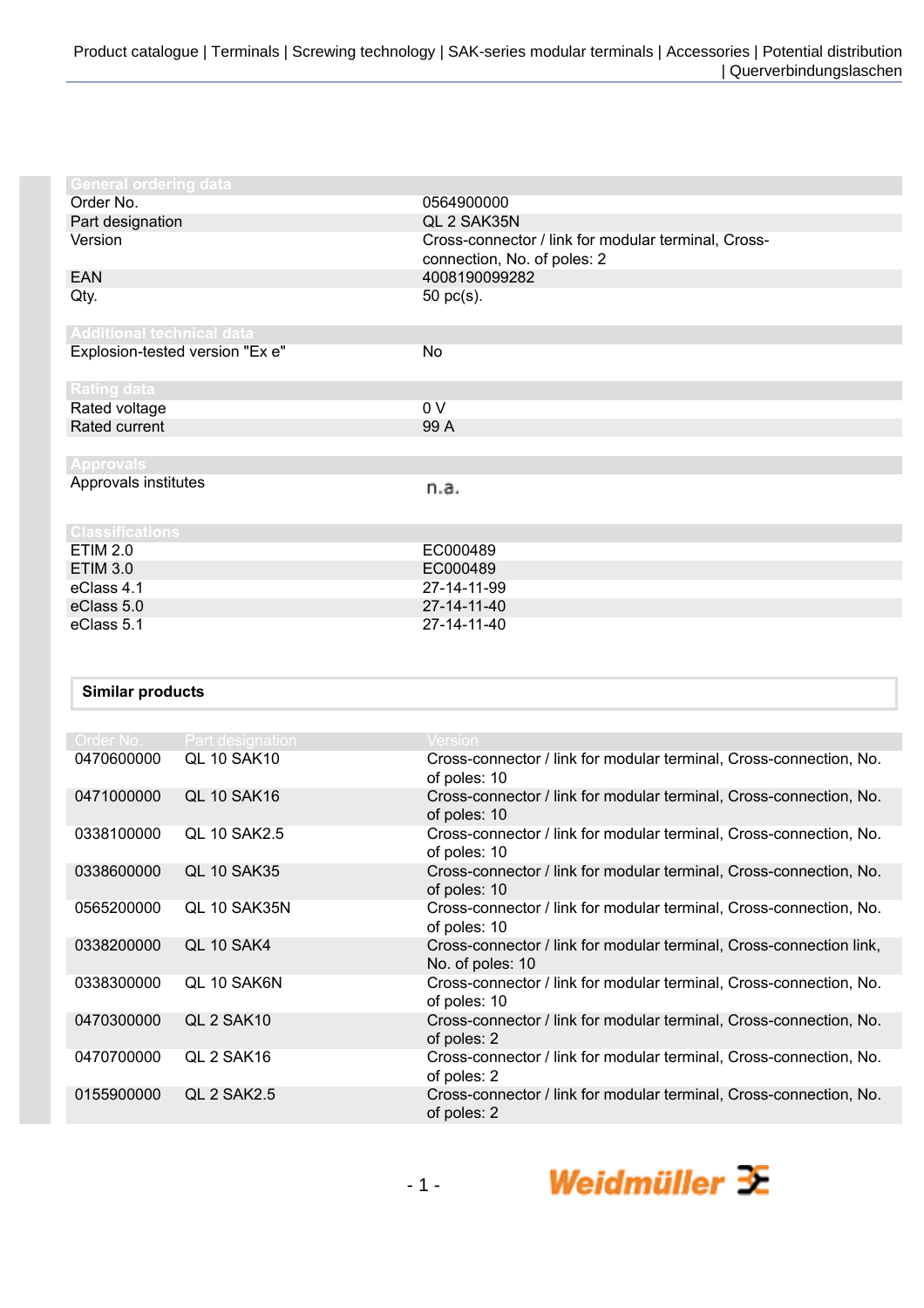Product catalogue | Terminals | Screwing technology | SAK-series modular terminals | Accessories | Potential distribution | Querverbindungslaschen

| General ordering data | |
|---|---|
| Order No. | 0564900000 |
| Part designation | QL 2 SAK35N |
| Version | Cross-connector / link for modular terminal, Cross-connection, No. of poles: 2 |
| EAN | 4008190099282 |
| Qty. | 50 pc(s). |

| Additional technical data | |
|---|---|
| Explosion-tested version "Ex e" | No |

| Rating data | |
|---|---|
| Rated voltage | 0 V |
| Rated current | 99 A |

| Approvals | |
|---|---|
| Approvals institutes | n.a. |

| Classifications | |
|---|---|
| ETIM 2.0 | EC000489 |
| ETIM 3.0 | EC000489 |
| eClass 4.1 | 27-14-11-99 |
| eClass 5.0 | 27-14-11-40 |
| eClass 5.1 | 27-14-11-40 |

**Similar products**

| Order No. | Part designation | Version |
|---|---|---|
| 0470600000 | QL 10 SAK10 | Cross-connector / link for modular terminal, Cross-connection, No. of poles: 10 |
| 0471000000 | QL 10 SAK16 | Cross-connector / link for modular terminal, Cross-connection, No. of poles: 10 |
| 0338100000 | QL 10 SAK2.5 | Cross-connector / link for modular terminal, Cross-connection, No. of poles: 10 |
| 0338600000 | QL 10 SAK35 | Cross-connector / link for modular terminal, Cross-connection, No. of poles: 10 |
| 0565200000 | QL 10 SAK35N | Cross-connector / link for modular terminal, Cross-connection, No. of poles: 10 |
| 0338200000 | QL 10 SAK4 | Cross-connector / link for modular terminal, Cross-connection link, No. of poles: 10 |
| 0338300000 | QL 10 SAK6N | Cross-connector / link for modular terminal, Cross-connection, No. of poles: 10 |
| 0470300000 | QL 2 SAK10 | Cross-connector / link for modular terminal, Cross-connection, No. of poles: 2 |
| 0470700000 | QL 2 SAK16 | Cross-connector / link for modular terminal, Cross-connection, No. of poles: 2 |
| 0155900000 | QL 2 SAK2.5 | Cross-connector / link for modular terminal, Cross-connection, No. of poles: 2 |

Weidmüller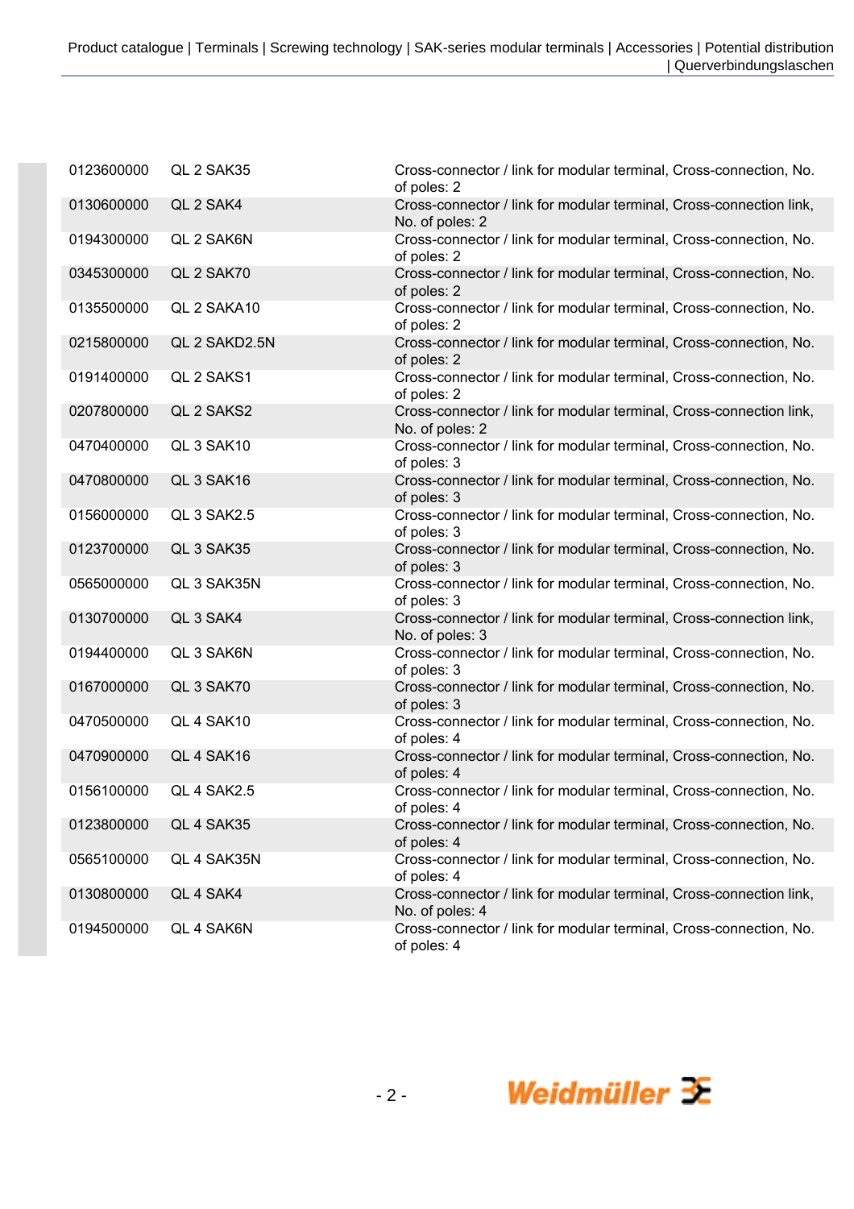| | | |
|---|---|---|
| 0123600000 | QL 2 SAK35 | Cross-connector / link for modular terminal, Cross-connection, No. of poles: 2 |
| 0130600000 | QL 2 SAK4 | Cross-connector / link for modular terminal, Cross-connection link, No. of poles: 2 |
| 0194300000 | QL 2 SAK6N | Cross-connector / link for modular terminal, Cross-connection, No. of poles: 2 |
| 0345300000 | QL 2 SAK70 | Cross-connector / link for modular terminal, Cross-connection, No. of poles: 2 |
| 0135500000 | QL 2 SAKA10 | Cross-connector / link for modular terminal, Cross-connection, No. of poles: 2 |
| 0215800000 | QL 2 SAKD2.5N | Cross-connector / link for modular terminal, Cross-connection, No. of poles: 2 |
| 0191400000 | QL 2 SAKS1 | Cross-connector / link for modular terminal, Cross-connection, No. of poles: 2 |
| 0207800000 | QL 2 SAKS2 | Cross-connector / link for modular terminal, Cross-connection link, No. of poles: 2 |
| 0470400000 | QL 3 SAK10 | Cross-connector / link for modular terminal, Cross-connection, No. of poles: 3 |
| 0470800000 | QL 3 SAK16 | Cross-connector / link for modular terminal, Cross-connection, No. of poles: 3 |
| 0156000000 | QL 3 SAK2.5 | Cross-connector / link for modular terminal, Cross-connection, No. of poles: 3 |
| 0123700000 | QL 3 SAK35 | Cross-connector / link for modular terminal, Cross-connection, No. of poles: 3 |
| 0565000000 | QL 3 SAK35N | Cross-connector / link for modular terminal, Cross-connection, No. of poles: 3 |
| 0130700000 | QL 3 SAK4 | Cross-connector / link for modular terminal, Cross-connection link, No. of poles: 3 |
| 0194400000 | QL 3 SAK6N | Cross-connector / link for modular terminal, Cross-connection, No. of poles: 3 |
| 0167000000 | QL 3 SAK70 | Cross-connector / link for modular terminal, Cross-connection, No. of poles: 3 |
| 0470500000 | QL 4 SAK10 | Cross-connector / link for modular terminal, Cross-connection, No. of poles: 4 |
| 0470900000 | QL 4 SAK16 | Cross-connector / link for modular terminal, Cross-connection, No. of poles: 4 |
| 0156100000 | QL 4 SAK2.5 | Cross-connector / link for modular terminal, Cross-connection, No. of poles: 4 |
| 0123800000 | QL 4 SAK35 | Cross-connector / link for modular terminal, Cross-connection, No. of poles: 4 |
| 0565100000 | QL 4 SAK35N | Cross-connector / link for modular terminal, Cross-connection, No. of poles: 4 |
| 0130800000 | QL 4 SAK4 | Cross-connector / link for modular terminal, Cross-connection link, No. of poles: 4 |
| 0194500000 | QL 4 SAK6N | Cross-connector / link for modular terminal, Cross-connection, No. of poles: 4 |